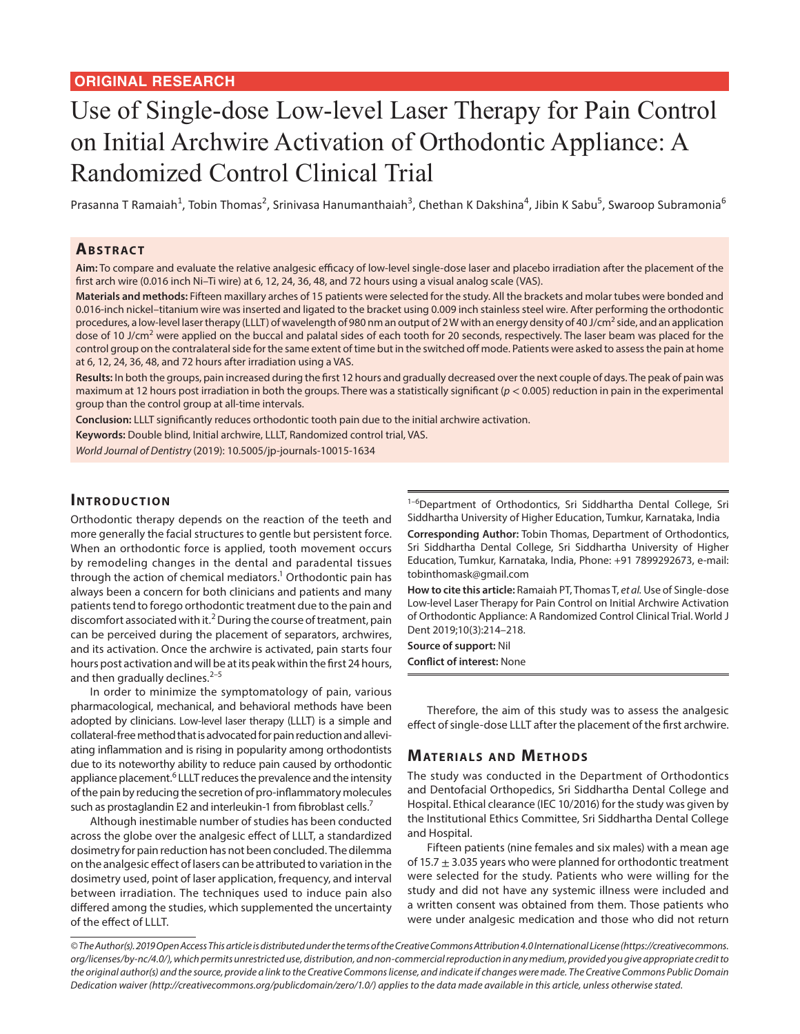ORIGINAL RESEARCH

# Use of Single-dose Low-level Laser Therapy for Pain Control on Initial Archwire Activation of Orthodontic Appliance: A Randomized Control Clinical Trial

Prasanna T Ramaiah[1], Tobin Thomas[2], Srinivasa Hanumanthaiah[3], Chethan K Dakshina[4], Jibin K Sabu[5], Swaroop Subramonia[6]

## Abstract

**Aim:** To compare and evaluate the relative analgesic efficacy of low-level single-dose laser and placebo irradiation after the placement of the first arch wire (0.016 inch Ni–Ti wire) at 6, 12, 24, 36, 48, and 72 hours using a visual analog scale (VAS).

**Materials and methods:** Fifteen maxillary arches of 15 patients were selected for the study. All the brackets and molar tubes were bonded and 0.016-inch nickel–titanium wire was inserted and ligated to the bracket using 0.009 inch stainless steel wire. After performing the orthodontic procedures, a low-level laser therapy (LLLT) of wavelength of 980 nm an output of 2 W with an energy density of 40 J/cm$^2$ side, and an application dose of 10 J/cm$^2$ were applied on the buccal and palatal sides of each tooth for 20 seconds, respectively. The laser beam was placed for the control group on the contralateral side for the same extent of time but in the switched off mode. Patients were asked to assess the pain at home at 6, 12, 24, 36, 48, and 72 hours after irradiation using a VAS.

**Results:** In both the groups, pain increased during the first 12 hours and gradually decreased over the next couple of days. The peak of pain was maximum at 12 hours post irradiation in both the groups. There was a statistically significant ($p < 0.005$) reduction in pain in the experimental group than the control group at all-time intervals.

**Conclusion:** LLLT significantly reduces orthodontic tooth pain due to the initial archwire activation.

**Keywords:** Double blind, Initial archwire, LLLT, Randomized control trial, VAS.

*World Journal of Dentistry* (2019): 10.5005/jp-journals-10015-1634

## Introduction

Orthodontic therapy depends on the reaction of the teeth and more generally the facial structures to gentle but persistent force. When an orthodontic force is applied, tooth movement occurs by remodeling changes in the dental and paradental tissues through the action of chemical mediators.[1] Orthodontic pain has always been a concern for both clinicians and patients and many patients tend to forego orthodontic treatment due to the pain and discomfort associated with it.[2] During the course of treatment, pain can be perceived during the placement of separators, archwires, and its activation. Once the archwire is activated, pain starts four hours post activation and will be at its peak within the first 24 hours, and then gradually declines.[2–5]

In order to minimize the symptomatology of pain, various pharmacological, mechanical, and behavioral methods have been adopted by clinicians. Low-level laser therapy (LLLT) is a simple and collateral-free method that is advocated for pain reduction and alleviating inflammation and is rising in popularity among orthodontists due to its noteworthy ability to reduce pain caused by orthodontic appliance placement.[6] LLLT reduces the prevalence and the intensity of the pain by reducing the secretion of pro-inflammatory molecules such as prostaglandin E2 and interleukin-1 from fibroblast cells.[7]

Although inestimable number of studies has been conducted across the globe over the analgesic effect of LLLT, a standardized dosimetry for pain reduction has not been concluded. The dilemma on the analgesic effect of lasers can be attributed to variation in the dosimetry used, point of laser application, frequency, and interval between irradiation. The techniques used to induce pain also differed among the studies, which supplemented the uncertainty of the effect of LLLT.

[1–6]Department of Orthodontics, Sri Siddhartha Dental College, Sri Siddhartha University of Higher Education, Tumkur, Karnataka, India

**Corresponding Author:** Tobin Thomas, Department of Orthodontics, Sri Siddhartha Dental College, Sri Siddhartha University of Higher Education, Tumkur, Karnataka, India, Phone: +91 7899292673, e-mail: tobinthomask@gmail.com

**How to cite this article:** Ramaiah PT, Thomas T, *et al.* Use of Single-dose Low-level Laser Therapy for Pain Control on Initial Archwire Activation of Orthodontic Appliance: A Randomized Control Clinical Trial. World J Dent 2019;10(3):214–218.

**Source of support:** Nil

**Conflict of interest:** None

Therefore, the aim of this study was to assess the analgesic effect of single-dose LLLT after the placement of the first archwire.

## Materials and Methods

The study was conducted in the Department of Orthodontics and Dentofacial Orthopedics, Sri Siddhartha Dental College and Hospital. Ethical clearance (IEC 10/2016) for the study was given by the Institutional Ethics Committee, Sri Siddhartha Dental College and Hospital.

Fifteen patients (nine females and six males) with a mean age of 15.7 $\pm$ 3.035 years who were planned for orthodontic treatment were selected for the study. Patients who were willing for the study and did not have any systemic illness were included and a written consent was obtained from them. Those patients who were under analgesic medication and those who did not return

*© The Author(s). 2019 Open Access This article is distributed under the terms of the Creative Commons Attribution 4.0 International License (https://creativecommons.org/licenses/by-nc/4.0/), which permits unrestricted use, distribution, and non-commercial reproduction in any medium, provided you give appropriate credit to the original author(s) and the source, provide a link to the Creative Commons license, and indicate if changes were made. The Creative Commons Public Domain Dedication waiver (http://creativecommons.org/publicdomain/zero/1.0/) applies to the data made available in this article, unless otherwise stated.*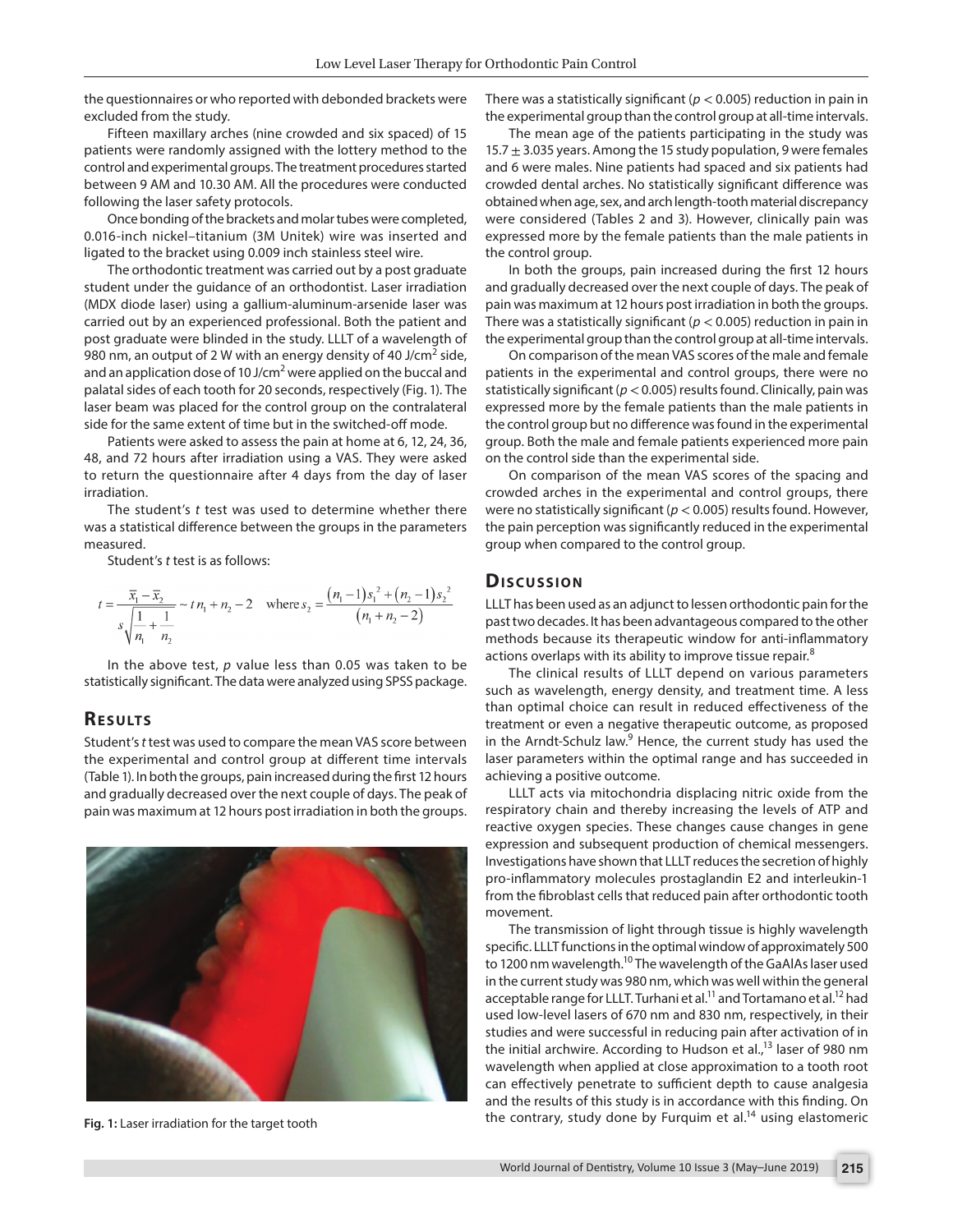the questionnaires or who reported with debonded brackets were excluded from the study.

Fifteen maxillary arches (nine crowded and six spaced) of 15 patients were randomly assigned with the lottery method to the control and experimental groups. The treatment procedures started between 9 AM and 10.30 AM. All the procedures were conducted following the laser safety protocols.

Once bonding of the brackets and molar tubes were completed, 0.016-inch nickel–titanium (3M Unitek) wire was inserted and ligated to the bracket using 0.009 inch stainless steel wire.

The orthodontic treatment was carried out by a post graduate student under the guidance of an orthodontist. Laser irradiation (MDX diode laser) using a gallium-aluminum-arsenide laser was carried out by an experienced professional. Both the patient and post graduate were blinded in the study. LLLT of a wavelength of 980 nm, an output of 2 W with an energy density of 40 J/cm$^2$ side, and an application dose of 10 J/cm$^2$ were applied on the buccal and palatal sides of each tooth for 20 seconds, respectively (Fig. 1). The laser beam was placed for the control group on the contralateral side for the same extent of time but in the switched-off mode.

Patients were asked to assess the pain at home at 6, 12, 24, 36, 48, and 72 hours after irradiation using a VAS. They were asked to return the questionnaire after 4 days from the day of laser irradiation.

The student's *t* test was used to determine whether there was a statistical difference between the groups in the parameters measured.

Student's *t* test is as follows:

$$t = \frac{\bar{x}_1 - \bar{x}_2}{s\sqrt{\frac{1}{n_1} + \frac{1}{n_2}}} \sim t\, n_1 + n_2 - 2 \quad \text{where } s_2 = \frac{(n_1 - 1)s_1^2 + (n_2 - 1)s_2^2}{(n_1 + n_2 - 2)}$$

In the above test, *p* value less than 0.05 was taken to be statistically significant. The data were analyzed using SPSS package.

## Results

Student's *t* test was used to compare the mean VAS score between the experimental and control group at different time intervals (Table 1). In both the groups, pain increased during the first 12 hours and gradually decreased over the next couple of days. The peak of pain was maximum at 12 hours post irradiation in both the groups.

Fig. 1: Laser irradiation for the target tooth

There was a statistically significant ($p < 0.005$) reduction in pain in the experimental group than the control group at all-time intervals.

The mean age of the patients participating in the study was 15.7 ± 3.035 years. Among the 15 study population, 9 were females and 6 were males. Nine patients had spaced and six patients had crowded dental arches. No statistically significant difference was obtained when age, sex, and arch length-tooth material discrepancy were considered (Tables 2 and 3). However, clinically pain was expressed more by the female patients than the male patients in the control group.

In both the groups, pain increased during the first 12 hours and gradually decreased over the next couple of days. The peak of pain was maximum at 12 hours post irradiation in both the groups. There was a statistically significant ($p < 0.005$) reduction in pain in the experimental group than the control group at all-time intervals.

On comparison of the mean VAS scores of the male and female patients in the experimental and control groups, there were no statistically significant ($p < 0.005$) results found. Clinically, pain was expressed more by the female patients than the male patients in the control group but no difference was found in the experimental group. Both the male and female patients experienced more pain on the control side than the experimental side.

On comparison of the mean VAS scores of the spacing and crowded arches in the experimental and control groups, there were no statistically significant ($p < 0.005$) results found. However, the pain perception was significantly reduced in the experimental group when compared to the control group.

## Discussion

LLLT has been used as an adjunct to lessen orthodontic pain for the past two decades. It has been advantageous compared to the other methods because its therapeutic window for anti-inflammatory actions overlaps with its ability to improve tissue repair.[8]

The clinical results of LLLT depend on various parameters such as wavelength, energy density, and treatment time. A less than optimal choice can result in reduced effectiveness of the treatment or even a negative therapeutic outcome, as proposed in the Arndt-Schulz law.[9] Hence, the current study has used the laser parameters within the optimal range and has succeeded in achieving a positive outcome.

LLLT acts via mitochondria displacing nitric oxide from the respiratory chain and thereby increasing the levels of ATP and reactive oxygen species. These changes cause changes in gene expression and subsequent production of chemical messengers. Investigations have shown that LLLT reduces the secretion of highly pro-inflammatory molecules prostaglandin E2 and interleukin-1 from the fibroblast cells that reduced pain after orthodontic tooth movement.

The transmission of light through tissue is highly wavelength specific. LLLT functions in the optimal window of approximately 500 to 1200 nm wavelength.[10] The wavelength of the GaAlAs laser used in the current study was 980 nm, which was well within the general acceptable range for LLLT. Turhani et al.[11] and Tortamano et al.[12] had used low-level lasers of 670 nm and 830 nm, respectively, in their studies and were successful in reducing pain after activation of in the initial archwire. According to Hudson et al.,[13] laser of 980 nm wavelength when applied at close approximation to a tooth root can effectively penetrate to sufficient depth to cause analgesia and the results of this study is in accordance with this finding. On the contrary, study done by Furquim et al.[14] using elastomeric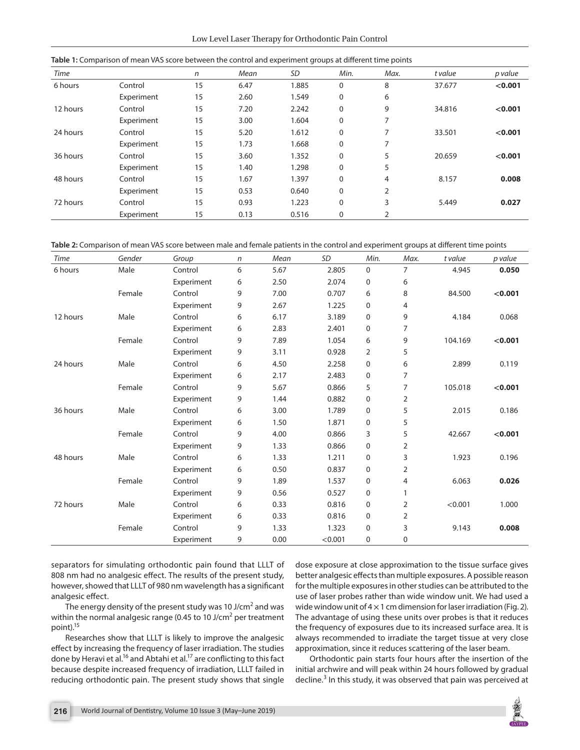**Table 1:** Comparison of mean VAS score between the control and experiment groups at different time points

| *Time* | | *n* | *Mean* | *SD* | *Min.* | *Max.* | *t value* | *p value* |
|---|---|---|---|---|---|---|---|---|
| 6 hours | Control | 15 | 6.47 | 1.885 | 0 | 8 | 37.677 | **<0.001** |
| | Experiment | 15 | 2.60 | 1.549 | 0 | 6 | | |
| 12 hours | Control | 15 | 7.20 | 2.242 | 0 | 9 | 34.816 | **<0.001** |
| | Experiment | 15 | 3.00 | 1.604 | 0 | 7 | | |
| 24 hours | Control | 15 | 5.20 | 1.612 | 0 | 7 | 33.501 | **<0.001** |
| | Experiment | 15 | 1.73 | 1.668 | 0 | 7 | | |
| 36 hours | Control | 15 | 3.60 | 1.352 | 0 | 5 | 20.659 | **<0.001** |
| | Experiment | 15 | 1.40 | 1.298 | 0 | 5 | | |
| 48 hours | Control | 15 | 1.67 | 1.397 | 0 | 4 | 8.157 | **0.008** |
| | Experiment | 15 | 0.53 | 0.640 | 0 | 2 | | |
| 72 hours | Control | 15 | 0.93 | 1.223 | 0 | 3 | 5.449 | **0.027** |
| | Experiment | 15 | 0.13 | 0.516 | 0 | 2 | | |

**Table 2:** Comparison of mean VAS score between male and female patients in the control and experiment groups at different time points

| *Time* | *Gender* | *Group* | *n* | *Mean* | *SD* | *Min.* | *Max.* | *t value* | *p value* |
|---|---|---|---|---|---|---|---|---|---|
| 6 hours | Male | Control | 6 | 5.67 | 2.805 | 0 | 7 | 4.945 | **0.050** |
| | | Experiment | 6 | 2.50 | 2.074 | 0 | 6 | | |
| | Female | Control | 9 | 7.00 | 0.707 | 6 | 8 | 84.500 | **<0.001** |
| | | Experiment | 9 | 2.67 | 1.225 | 0 | 4 | | |
| 12 hours | Male | Control | 6 | 6.17 | 3.189 | 0 | 9 | 4.184 | 0.068 |
| | | Experiment | 6 | 2.83 | 2.401 | 0 | 7 | | |
| | Female | Control | 9 | 7.89 | 1.054 | 6 | 9 | 104.169 | **<0.001** |
| | | Experiment | 9 | 3.11 | 0.928 | 2 | 5 | | |
| 24 hours | Male | Control | 6 | 4.50 | 2.258 | 0 | 6 | 2.899 | 0.119 |
| | | Experiment | 6 | 2.17 | 2.483 | 0 | 7 | | |
| | Female | Control | 9 | 5.67 | 0.866 | 5 | 7 | 105.018 | **<0.001** |
| | | Experiment | 9 | 1.44 | 0.882 | 0 | 2 | | |
| 36 hours | Male | Control | 6 | 3.00 | 1.789 | 0 | 5 | 2.015 | 0.186 |
| | | Experiment | 6 | 1.50 | 1.871 | 0 | 5 | | |
| | Female | Control | 9 | 4.00 | 0.866 | 3 | 5 | 42.667 | **<0.001** |
| | | Experiment | 9 | 1.33 | 0.866 | 0 | 2 | | |
| 48 hours | Male | Control | 6 | 1.33 | 1.211 | 0 | 3 | 1.923 | 0.196 |
| | | Experiment | 6 | 0.50 | 0.837 | 0 | 2 | | |
| | Female | Control | 9 | 1.89 | 1.537 | 0 | 4 | 6.063 | **0.026** |
| | | Experiment | 9 | 0.56 | 0.527 | 0 | 1 | | |
| 72 hours | Male | Control | 6 | 0.33 | 0.816 | 0 | 2 | <0.001 | 1.000 |
| | | Experiment | 6 | 0.33 | 0.816 | 0 | 2 | | |
| | Female | Control | 9 | 1.33 | 1.323 | 0 | 3 | 9.143 | **0.008** |
| | | Experiment | 9 | 0.00 | <0.001 | 0 | 0 | | |

separators for simulating orthodontic pain found that LLLT of 808 nm had no analgesic effect. The results of the present study, however, showed that LLLT of 980 nm wavelength has a significant analgesic effect.

The energy density of the present study was 10 J/cm$^2$ and was within the normal analgesic range (0.45 to 10 J/cm$^2$ per treatment point).[15]

Researches show that LLLT is likely to improve the analgesic effect by increasing the frequency of laser irradiation. The studies done by Heravi et al.[16] and Abtahi et al.[17] are conflicting to this fact because despite increased frequency of irradiation, LLLT failed in reducing orthodontic pain. The present study shows that single dose exposure at close approximation to the tissue surface gives better analgesic effects than multiple exposures. A possible reason for the multiple exposures in other studies can be attributed to the use of laser probes rather than wide window unit. We had used a wide window unit of 4 × 1 cm dimension for laser irradiation (Fig. 2). The advantage of using these units over probes is that it reduces the frequency of exposures due to its increased surface area. It is always recommended to irradiate the target tissue at very close approximation, since it reduces scattering of the laser beam.

Orthodontic pain starts four hours after the insertion of the initial archwire and will peak within 24 hours followed by gradual decline.[3] In this study, it was observed that pain was perceived at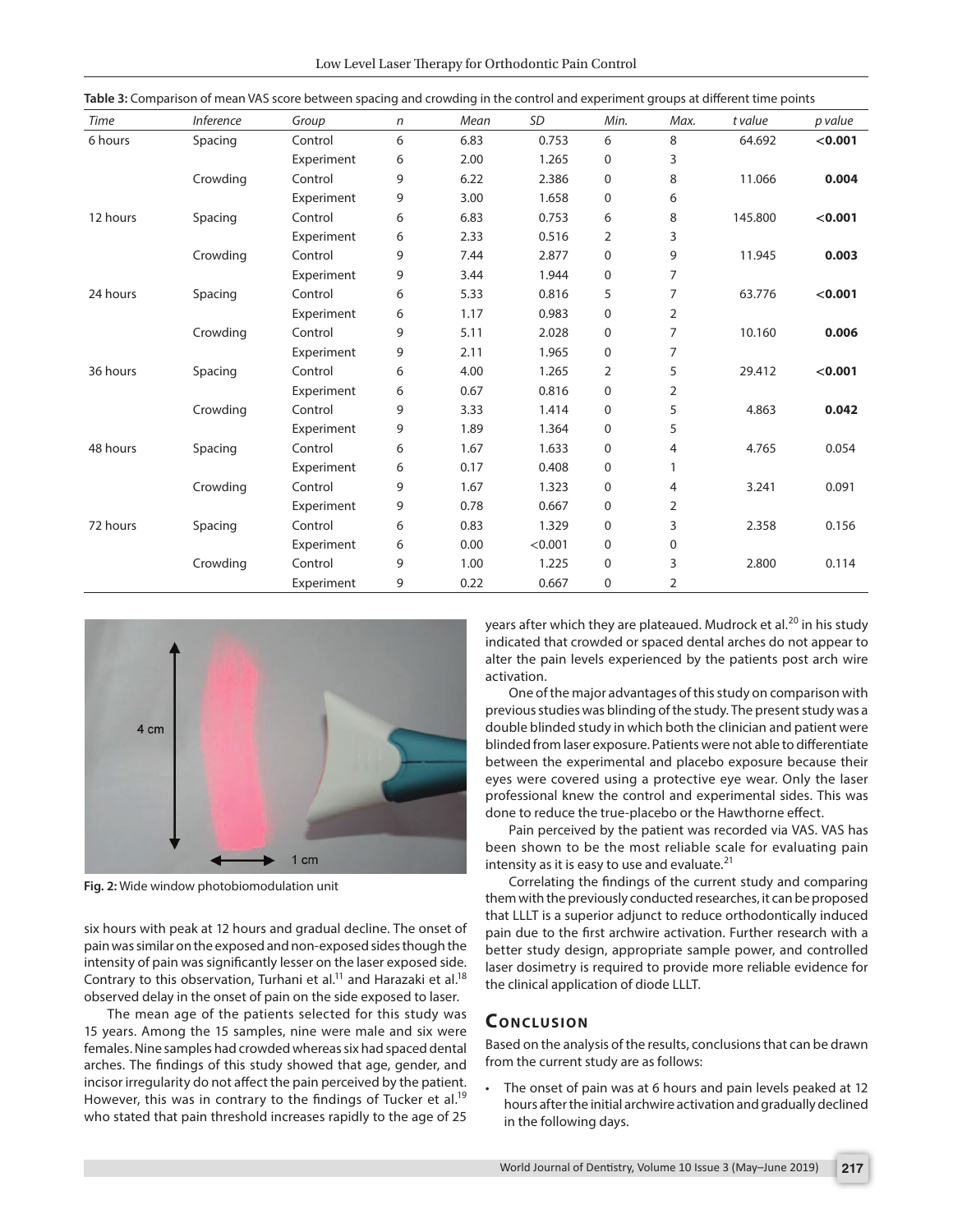**Table 3:** Comparison of mean VAS score between spacing and crowding in the control and experiment groups at different time points

| Time | Inference | Group | n | Mean | SD | Min. | Max. | t value | p value |
|---|---|---|---|---|---|---|---|---|---|
| 6 hours | Spacing | Control | 6 | 6.83 | 0.753 | 6 | 8 | 64.692 | **<0.001** |
| | | Experiment | 6 | 2.00 | 1.265 | 0 | 3 | | |
| | Crowding | Control | 9 | 6.22 | 2.386 | 0 | 8 | 11.066 | **0.004** |
| | | Experiment | 9 | 3.00 | 1.658 | 0 | 6 | | |
| 12 hours | Spacing | Control | 6 | 6.83 | 0.753 | 6 | 8 | 145.800 | **<0.001** |
| | | Experiment | 6 | 2.33 | 0.516 | 2 | 3 | | |
| | Crowding | Control | 9 | 7.44 | 2.877 | 0 | 9 | 11.945 | **0.003** |
| | | Experiment | 9 | 3.44 | 1.944 | 0 | 7 | | |
| 24 hours | Spacing | Control | 6 | 5.33 | 0.816 | 5 | 7 | 63.776 | **<0.001** |
| | | Experiment | 6 | 1.17 | 0.983 | 0 | 2 | | |
| | Crowding | Control | 9 | 5.11 | 2.028 | 0 | 7 | 10.160 | **0.006** |
| | | Experiment | 9 | 2.11 | 1.965 | 0 | 7 | | |
| 36 hours | Spacing | Control | 6 | 4.00 | 1.265 | 2 | 5 | 29.412 | **<0.001** |
| | | Experiment | 6 | 0.67 | 0.816 | 0 | 2 | | |
| | Crowding | Control | 9 | 3.33 | 1.414 | 0 | 5 | 4.863 | **0.042** |
| | | Experiment | 9 | 1.89 | 1.364 | 0 | 5 | | |
| 48 hours | Spacing | Control | 6 | 1.67 | 1.633 | 0 | 4 | 4.765 | 0.054 |
| | | Experiment | 6 | 0.17 | 0.408 | 0 | 1 | | |
| | Crowding | Control | 9 | 1.67 | 1.323 | 0 | 4 | 3.241 | 0.091 |
| | | Experiment | 9 | 0.78 | 0.667 | 0 | 2 | | |
| 72 hours | Spacing | Control | 6 | 0.83 | 1.329 | 0 | 3 | 2.358 | 0.156 |
| | | Experiment | 6 | 0.00 | <0.001 | 0 | 0 | | |
| | Crowding | Control | 9 | 1.00 | 1.225 | 0 | 3 | 2.800 | 0.114 |
| | | Experiment | 9 | 0.22 | 0.667 | 0 | 2 | | |

**Fig. 2:** Wide window photobiomodulation unit

six hours with peak at 12 hours and gradual decline. The onset of pain was similar on the exposed and non-exposed sides though the intensity of pain was significantly lesser on the laser exposed side. Contrary to this observation, Turhani et al.[11] and Harazaki et al.[18] observed delay in the onset of pain on the side exposed to laser.

The mean age of the patients selected for this study was 15 years. Among the 15 samples, nine were male and six were females. Nine samples had crowded whereas six had spaced dental arches. The findings of this study showed that age, gender, and incisor irregularity do not affect the pain perceived by the patient. However, this was in contrary to the findings of Tucker et al.[19] who stated that pain threshold increases rapidly to the age of 25 years after which they are plateaued. Mudrock et al.[20] in his study indicated that crowded or spaced dental arches do not appear to alter the pain levels experienced by the patients post arch wire activation.

One of the major advantages of this study on comparison with previous studies was blinding of the study. The present study was a double blinded study in which both the clinician and patient were blinded from laser exposure. Patients were not able to differentiate between the experimental and placebo exposure because their eyes were covered using a protective eye wear. Only the laser professional knew the control and experimental sides. This was done to reduce the true-placebo or the Hawthorne effect.

Pain perceived by the patient was recorded via VAS. VAS has been shown to be the most reliable scale for evaluating pain intensity as it is easy to use and evaluate.[21]

Correlating the findings of the current study and comparing them with the previously conducted researches, it can be proposed that LLLT is a superior adjunct to reduce orthodontically induced pain due to the first archwire activation. Further research with a better study design, appropriate sample power, and controlled laser dosimetry is required to provide more reliable evidence for the clinical application of diode LLLT.

## Conclusion

Based on the analysis of the results, conclusions that can be drawn from the current study are as follows:

- The onset of pain was at 6 hours and pain levels peaked at 12 hours after the initial archwire activation and gradually declined in the following days.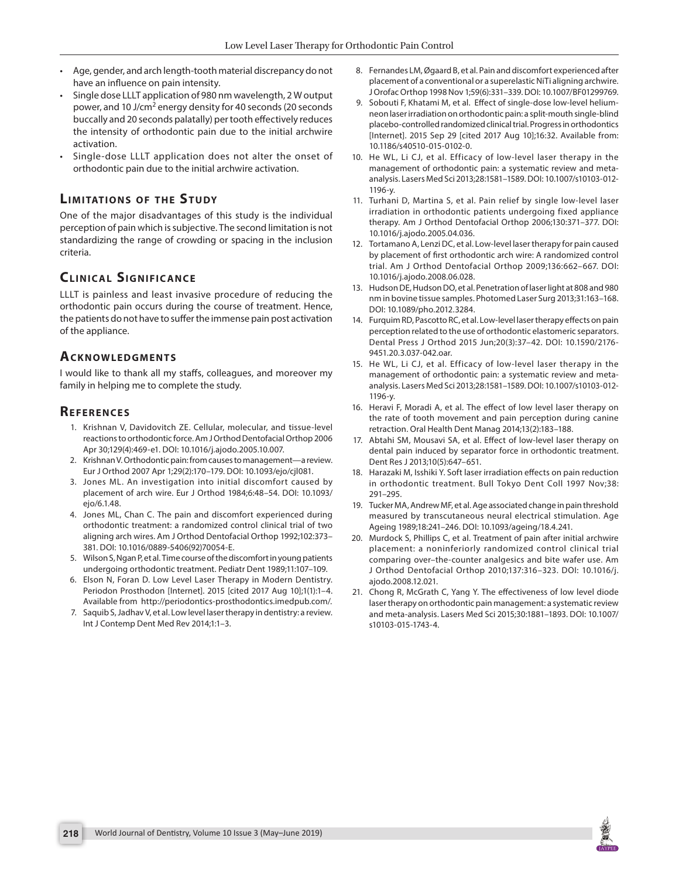- Age, gender, and arch length-tooth material discrepancy do not have an influence on pain intensity.
- Single dose LLLT application of 980 nm wavelength, 2 W output power, and 10 J/cm$^2$ energy density for 40 seconds (20 seconds buccally and 20 seconds palatally) per tooth effectively reduces the intensity of orthodontic pain due to the initial archwire activation.
- Single-dose LLLT application does not alter the onset of orthodontic pain due to the initial archwire activation.

## Limitations of the Study

One of the major disadvantages of this study is the individual perception of pain which is subjective. The second limitation is not standardizing the range of crowding or spacing in the inclusion criteria.

## Clinical Significance

LLLT is painless and least invasive procedure of reducing the orthodontic pain occurs during the course of treatment. Hence, the patients do not have to suffer the immense pain post activation of the appliance.

## Acknowledgments

I would like to thank all my staffs, colleagues, and moreover my family in helping me to complete the study.

## References

1. Krishnan V, Davidovitch ZE. Cellular, molecular, and tissue-level reactions to orthodontic force. Am J Orthod Dentofacial Orthop 2006 Apr 30;129(4):469-e1. DOI: 10.1016/j.ajodo.2005.10.007.
2. Krishnan V. Orthodontic pain: from causes to management—a review. Eur J Orthod 2007 Apr 1;29(2):170–179. DOI: 10.1093/ejo/cjl081.
3. Jones ML. An investigation into initial discomfort caused by placement of arch wire. Eur J Orthod 1984;6:48–54. DOI: 10.1093/ejo/6.1.48.
4. Jones ML, Chan C. The pain and discomfort experienced during orthodontic treatment: a randomized control clinical trial of two aligning arch wires. Am J Orthod Dentofacial Orthop 1992;102:373–381. DOI: 10.1016/0889-5406(92)70054-E.
5. Wilson S, Ngan P, et al. Time course of the discomfort in young patients undergoing orthodontic treatment. Pediatr Dent 1989;11:107–109.
6. Elson N, Foran D. Low Level Laser Therapy in Modern Dentistry. Periodon Prosthodon [Internet]. 2015 [cited 2017 Aug 10];1(1):1–4. Available from http://periodontics-prosthodontics.imedpub.com/.
7. Saquib S, Jadhav V, et al. Low level laser therapy in dentistry: a review. Int J Contemp Dent Med Rev 2014;1:1–3.
8. Fernandes LM, Øgaard B, et al. Pain and discomfort experienced after placement of a conventional or a superelastic NiTi aligning archwire. J Orofac Orthop 1998 Nov 1;59(6):331–339. DOI: 10.1007/BF01299769.
9. Sobouti F, Khatami M, et al. Effect of single-dose low-level helium-neon laser irradiation on orthodontic pain: a split-mouth single-blind placebo-controlled randomized clinical trial. Progress in orthodontics [Internet]. 2015 Sep 29 [cited 2017 Aug 10];16:32. Available from: 10.1186/s40510-015-0102-0.
10. He WL, Li CJ, et al. Efficacy of low-level laser therapy in the management of orthodontic pain: a systematic review and meta-analysis. Lasers Med Sci 2013;28:1581–1589. DOI: 10.1007/s10103-012-1196-y.
11. Turhani D, Martina S, et al. Pain relief by single low-level laser irradiation in orthodontic patients undergoing fixed appliance therapy. Am J Orthod Dentofacial Orthop 2006;130:371–377. DOI: 10.1016/j.ajodo.2005.04.036.
12. Tortamano A, Lenzi DC, et al. Low-level laser therapy for pain caused by placement of first orthodontic arch wire: A randomized control trial. Am J Orthod Dentofacial Orthop 2009;136:662–667. DOI: 10.1016/j.ajodo.2008.06.028.
13. Hudson DE, Hudson DO, et al. Penetration of laser light at 808 and 980 nm in bovine tissue samples. Photomed Laser Surg 2013;31:163–168. DOI: 10.1089/pho.2012.3284.
14. Furquim RD, Pascotto RC, et al. Low-level laser therapy effects on pain perception related to the use of orthodontic elastomeric separators. Dental Press J Orthod 2015 Jun;20(3):37–42. DOI: 10.1590/2176-9451.20.3.037-042.oar.
15. He WL, Li CJ, et al. Efficacy of low-level laser therapy in the management of orthodontic pain: a systematic review and meta-analysis. Lasers Med Sci 2013;28:1581–1589. DOI: 10.1007/s10103-012-1196-y.
16. Heravi F, Moradi A, et al. The effect of low level laser therapy on the rate of tooth movement and pain perception during canine retraction. Oral Health Dent Manag 2014;13(2):183–188.
17. Abtahi SM, Mousavi SA, et al. Effect of low-level laser therapy on dental pain induced by separator force in orthodontic treatment. Dent Res J 2013;10(5):647–651.
18. Harazaki M, Isshiki Y. Soft laser irradiation effects on pain reduction in orthodontic treatment. Bull Tokyo Dent Coll 1997 Nov;38: 291–295.
19. Tucker MA, Andrew MF, et al. Age associated change in pain threshold measured by transcutaneous neural electrical stimulation. Age Ageing 1989;18:241–246. DOI: 10.1093/ageing/18.4.241.
20. Murdock S, Phillips C, et al. Treatment of pain after initial archwire placement: a noninferiorly randomized control clinical trial comparing over-the-counter analgesics and bite wafer use. Am J Orthod Dentofacial Orthop 2010;137:316–323. DOI: 10.1016/j.ajodo.2008.12.021.
21. Chong R, McGrath C, Yang Y. The effectiveness of low level diode laser therapy on orthodontic pain management: a systematic review and meta-analysis. Lasers Med Sci 2015;30:1881–1893. DOI: 10.1007/s10103-015-1743-4.